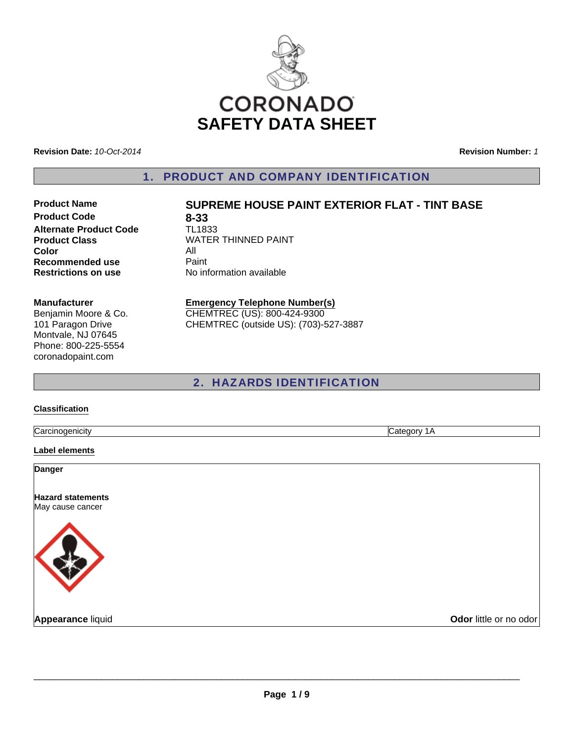# CORONADO
# SAFETY DATA SHEET

**Revision Date:** *10-Oct-2014* **Revision Number:** *1*

## 1. PRODUCT AND COMPANY IDENTIFICATION

| | |
|---|---|
| **Product Name** | **SUPREME HOUSE PAINT EXTERIOR FLAT - TINT BASE** |
| **Product Code** | **8-33** |
| **Alternate Product Code** | TL1833 |
| **Product Class** | WATER THINNED PAINT |
| **Color** | All |
| **Recommended use** | Paint |
| **Restrictions on use** | No information available |

**Manufacturer**
Benjamin Moore & Co.
101 Paragon Drive
Montvale, NJ 07645
Phone: 800-225-5554
coronadopaint.com

**Emergency Telephone Number(s)**
CHEMTREC (US): 800-424-9300
CHEMTREC (outside US): (703)-527-3887

## 2. HAZARDS IDENTIFICATION

**Classification**

| | |
|---|---|
| Carcinogenicity | Category 1A |

**Label elements**

**Danger**

**Hazard statements**
May cause cancer

**Appearance** liquid **Odor** little or no odor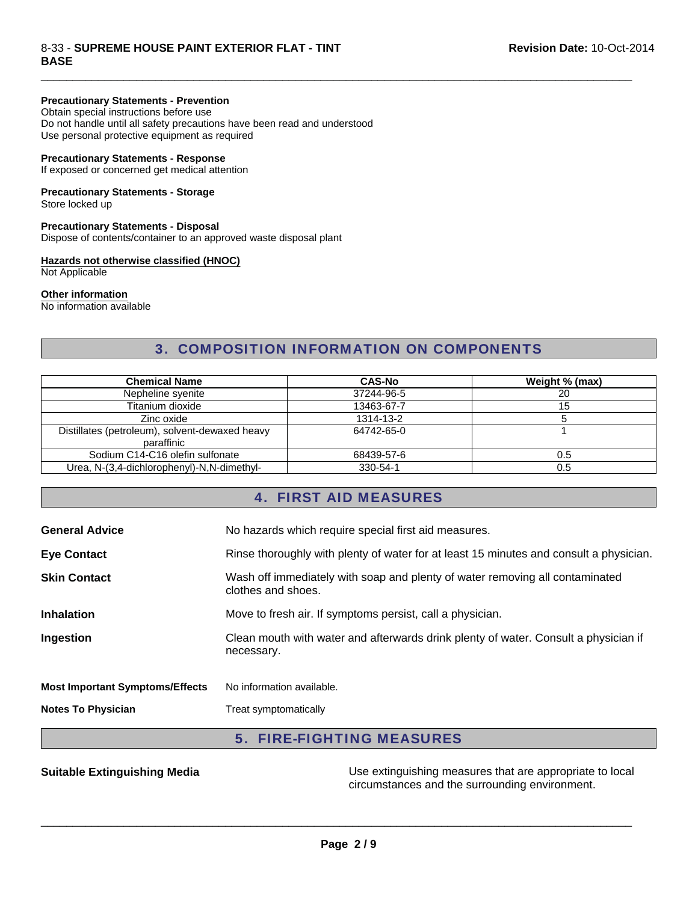**Precautionary Statements - Prevention**
Obtain special instructions before use
Do not handle until all safety precautions have been read and understood
Use personal protective equipment as required

**Precautionary Statements - Response**
If exposed or concerned get medical attention

**Precautionary Statements - Storage**
Store locked up

**Precautionary Statements - Disposal**
Dispose of contents/container to an approved waste disposal plant

**Hazards not otherwise classified (HNOC)**
Not Applicable

**Other information**
No information available

## 3. COMPOSITION INFORMATION ON COMPONENTS

| Chemical Name | CAS-No | Weight % (max) |
|---|---|---|
| Nepheline syenite | 37244-96-5 | 20 |
| Titanium dioxide | 13463-67-7 | 15 |
| Zinc oxide | 1314-13-2 | 5 |
| Distillates (petroleum), solvent-dewaxed heavy paraffinic | 64742-65-0 | 1 |
| Sodium C14-C16 olefin sulfonate | 68439-57-6 | 0.5 |
| Urea, N-(3,4-dichlorophenyl)-N,N-dimethyl- | 330-54-1 | 0.5 |

## 4. FIRST AID MEASURES

**General Advice** No hazards which require special first aid measures.

**Eye Contact** Rinse thoroughly with plenty of water for at least 15 minutes and consult a physician.

**Skin Contact** Wash off immediately with soap and plenty of water removing all contaminated clothes and shoes.

**Inhalation** Move to fresh air. If symptoms persist, call a physician.

**Ingestion** Clean mouth with water and afterwards drink plenty of water. Consult a physician if necessary.

**Most Important Symptoms/Effects** No information available.

**Notes To Physician** Treat symptomatically

## 5. FIRE-FIGHTING MEASURES

**Suitable Extinguishing Media** Use extinguishing measures that are appropriate to local circumstances and the surrounding environment.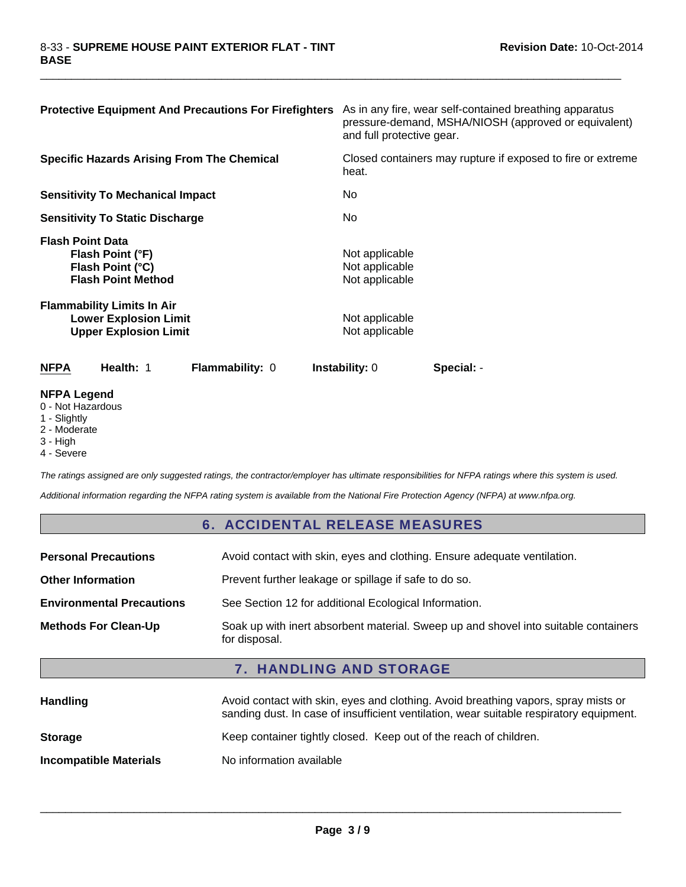**Protective Equipment And Precautions For Firefighters** As in any fire, wear self-contained breathing apparatus pressure-demand, MSHA/NIOSH (approved or equivalent) and full protective gear.

**Specific Hazards Arising From The Chemical** Closed containers may rupture if exposed to fire or extreme heat.

**Sensitivity To Mechanical Impact** No

**Sensitivity To Static Discharge** No

**Flash Point Data**

| | |
|---|---|
| **Flash Point (°F)** | Not applicable |
| **Flash Point (°C)** | Not applicable |
| **Flash Point Method** | Not applicable |

**Flammability Limits In Air**

| | |
|---|---|
| **Lower Explosion Limit** | Not applicable |
| **Upper Explosion Limit** | Not applicable |

| **NFPA** | **Health:** 1 | **Flammability:** 0 | **Instability:** 0 | **Special:** - |
|---|---|---|---|---|

**NFPA Legend**
0 - Not Hazardous
1 - Slightly
2 - Moderate
3 - High
4 - Severe

*The ratings assigned are only suggested ratings, the contractor/employer has ultimate responsibilities for NFPA ratings where this system is used.*

*Additional information regarding the NFPA rating system is available from the National Fire Protection Agency (NFPA) at www.nfpa.org.*

## 6. ACCIDENTAL RELEASE MEASURES

| | |
|---|---|
| **Personal Precautions** | Avoid contact with skin, eyes and clothing. Ensure adequate ventilation. |
| **Other Information** | Prevent further leakage or spillage if safe to do so. |
| **Environmental Precautions** | See Section 12 for additional Ecological Information. |
| **Methods For Clean-Up** | Soak up with inert absorbent material. Sweep up and shovel into suitable containers for disposal. |

## 7. HANDLING AND STORAGE

| | |
|---|---|
| **Handling** | Avoid contact with skin, eyes and clothing. Avoid breathing vapors, spray mists or sanding dust. In case of insufficient ventilation, wear suitable respiratory equipment. |
| **Storage** | Keep container tightly closed. Keep out of the reach of children. |
| **Incompatible Materials** | No information available |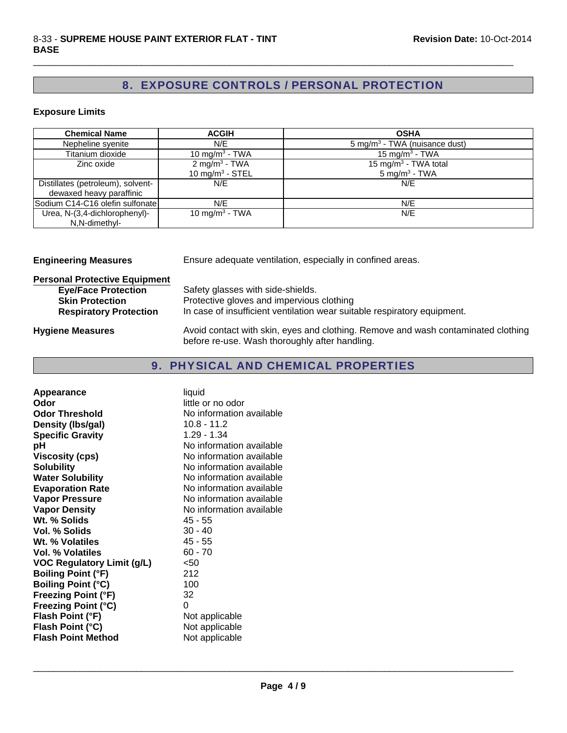## 8. EXPOSURE CONTROLS / PERSONAL PROTECTION

### Exposure Limits

| Chemical Name | ACGIH | OSHA |
| --- | --- | --- |
| Nepheline syenite | N/E | 5 mg/m$^3$ - TWA (nuisance dust) |
| Titanium dioxide | 10 mg/m$^3$ - TWA | 15 mg/m$^3$ - TWA |
| Zinc oxide | 2 mg/m$^3$ - TWA<br>10 mg/m$^3$ - STEL | 15 mg/m$^3$ - TWA total<br>5 mg/m$^3$ - TWA |
| Distillates (petroleum), solvent-dewaxed heavy paraffinic | N/E | N/E |
| Sodium C14-C16 olefin sulfonate | N/E | N/E |
| Urea, N-(3,4-dichlorophenyl)-N,N-dimethyl- | 10 mg/m$^3$ - TWA | N/E |

**Engineering Measures** Ensure adequate ventilation, especially in confined areas.

**Personal Protective Equipment**

- **Eye/Face Protection** Safety glasses with side-shields.
- **Skin Protection** Protective gloves and impervious clothing
- **Respiratory Protection** In case of insufficient ventilation wear suitable respiratory equipment.

**Hygiene Measures** Avoid contact with skin, eyes and clothing. Remove and wash contaminated clothing before re-use. Wash thoroughly after handling.

## 9. PHYSICAL AND CHEMICAL PROPERTIES

| | |
| --- | --- |
| **Appearance** | liquid |
| **Odor** | little or no odor |
| **Odor Threshold** | No information available |
| **Density (lbs/gal)** | 10.8 - 11.2 |
| **Specific Gravity** | 1.29 - 1.34 |
| **pH** | No information available |
| **Viscosity (cps)** | No information available |
| **Solubility** | No information available |
| **Water Solubility** | No information available |
| **Evaporation Rate** | No information available |
| **Vapor Pressure** | No information available |
| **Vapor Density** | No information available |
| **Wt. % Solids** | 45 - 55 |
| **Vol. % Solids** | 30 - 40 |
| **Wt. % Volatiles** | 45 - 55 |
| **Vol. % Volatiles** | 60 - 70 |
| **VOC Regulatory Limit (g/L)** | <50 |
| **Boiling Point (°F)** | 212 |
| **Boiling Point (°C)** | 100 |
| **Freezing Point (°F)** | 32 |
| **Freezing Point (°C)** | 0 |
| **Flash Point (°F)** | Not applicable |
| **Flash Point (°C)** | Not applicable |
| **Flash Point Method** | Not applicable |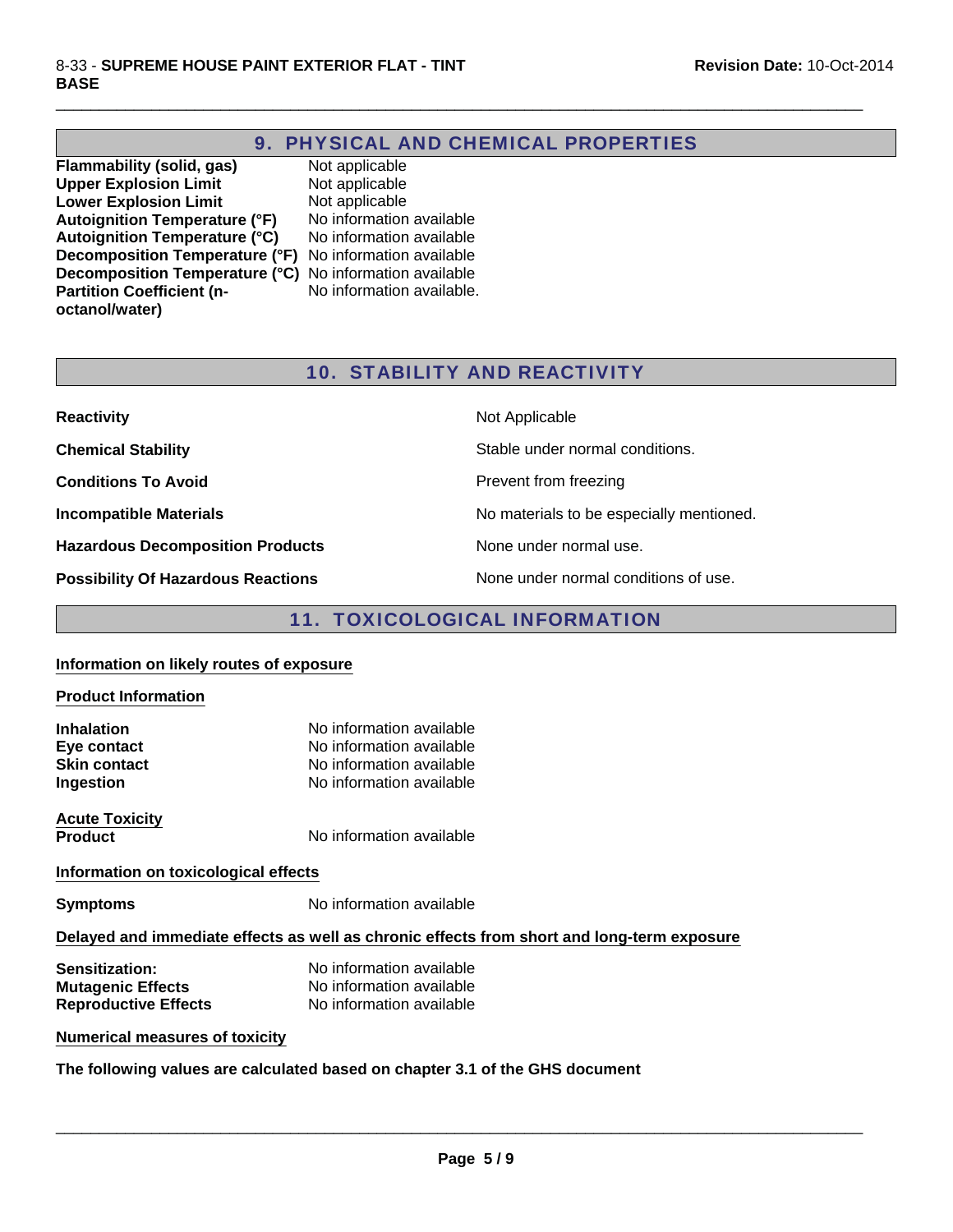## 9. PHYSICAL AND CHEMICAL PROPERTIES

| | |
|---|---|
| **Flammability (solid, gas)** | Not applicable |
| **Upper Explosion Limit** | Not applicable |
| **Lower Explosion Limit** | Not applicable |
| **Autoignition Temperature (°F)** | No information available |
| **Autoignition Temperature (°C)** | No information available |
| **Decomposition Temperature (°F)** | No information available |
| **Decomposition Temperature (°C)** | No information available |
| **Partition Coefficient (n-octanol/water)** | No information available. |

## 10. STABILITY AND REACTIVITY

| | |
|---|---|
| **Reactivity** | Not Applicable |
| **Chemical Stability** | Stable under normal conditions. |
| **Conditions To Avoid** | Prevent from freezing |
| **Incompatible Materials** | No materials to be especially mentioned. |
| **Hazardous Decomposition Products** | None under normal use. |
| **Possibility Of Hazardous Reactions** | None under normal conditions of use. |

## 11. TOXICOLOGICAL INFORMATION

**Information on likely routes of exposure**

**Product Information**

| | |
|---|---|
| **Inhalation** | No information available |
| **Eye contact** | No information available |
| **Skin contact** | No information available |
| **Ingestion** | No information available |

**Acute Toxicity**

**Product** No information available

**Information on toxicological effects**

**Symptoms** No information available

**Delayed and immediate effects as well as chronic effects from short and long-term exposure**

| | |
|---|---|
| **Sensitization:** | No information available |
| **Mutagenic Effects** | No information available |
| **Reproductive Effects** | No information available |

**Numerical measures of toxicity**

**The following values are calculated based on chapter 3.1 of the GHS document**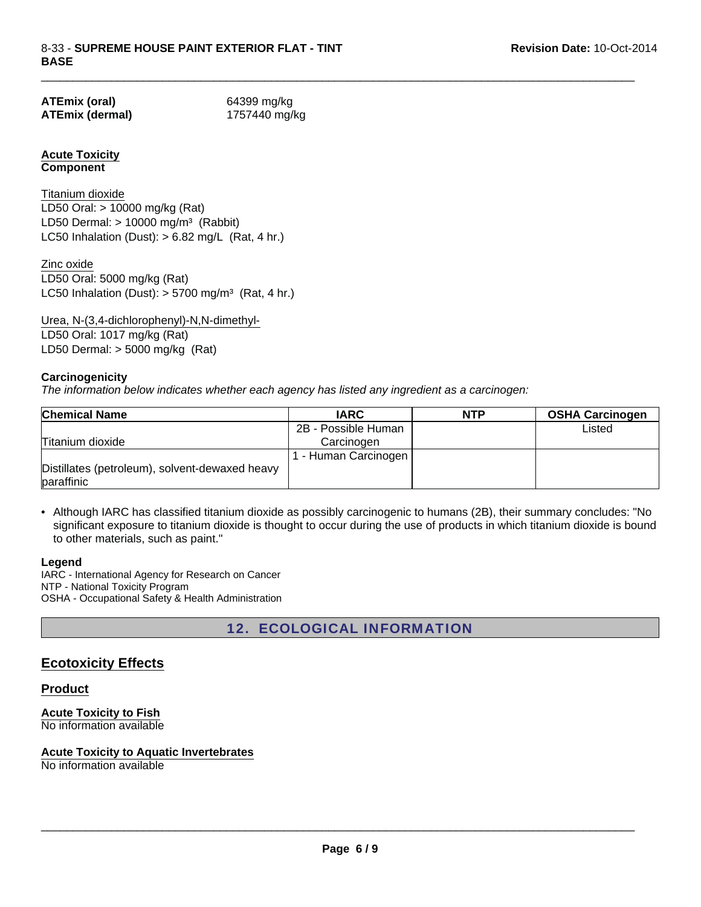**ATEmix (oral)** 64399 mg/kg
**ATEmix (dermal)** 1757440 mg/kg

**Acute Toxicity**
**Component**

Titanium dioxide
LD50 Oral: > 10000 mg/kg (Rat)
LD50 Dermal: > 10000 mg/m³ (Rabbit)
LC50 Inhalation (Dust): > 6.82 mg/L (Rat, 4 hr.)

Zinc oxide
LD50 Oral: 5000 mg/kg (Rat)
LC50 Inhalation (Dust): > 5700 mg/m³ (Rat, 4 hr.)

Urea, N-(3,4-dichlorophenyl)-N,N-dimethyl-
LD50 Oral: 1017 mg/kg (Rat)
LD50 Dermal: > 5000 mg/kg (Rat)

**Carcinogenicity**

*The information below indicates whether each agency has listed any ingredient as a carcinogen:*

| Chemical Name | IARC | NTP | OSHA Carcinogen |
|---|---|---|---|
| Titanium dioxide | 2B - Possible Human Carcinogen | | Listed |
| Distillates (petroleum), solvent-dewaxed heavy paraffinic | 1 - Human Carcinogen | | |

- Although IARC has classified titanium dioxide as possibly carcinogenic to humans (2B), their summary concludes: "No significant exposure to titanium dioxide is thought to occur during the use of products in which titanium dioxide is bound to other materials, such as paint."

**Legend**
IARC - International Agency for Research on Cancer
NTP - National Toxicity Program
OSHA - Occupational Safety & Health Administration

## 12. ECOLOGICAL INFORMATION

### Ecotoxicity Effects

**Product**

**Acute Toxicity to Fish**
No information available

**Acute Toxicity to Aquatic Invertebrates**
No information available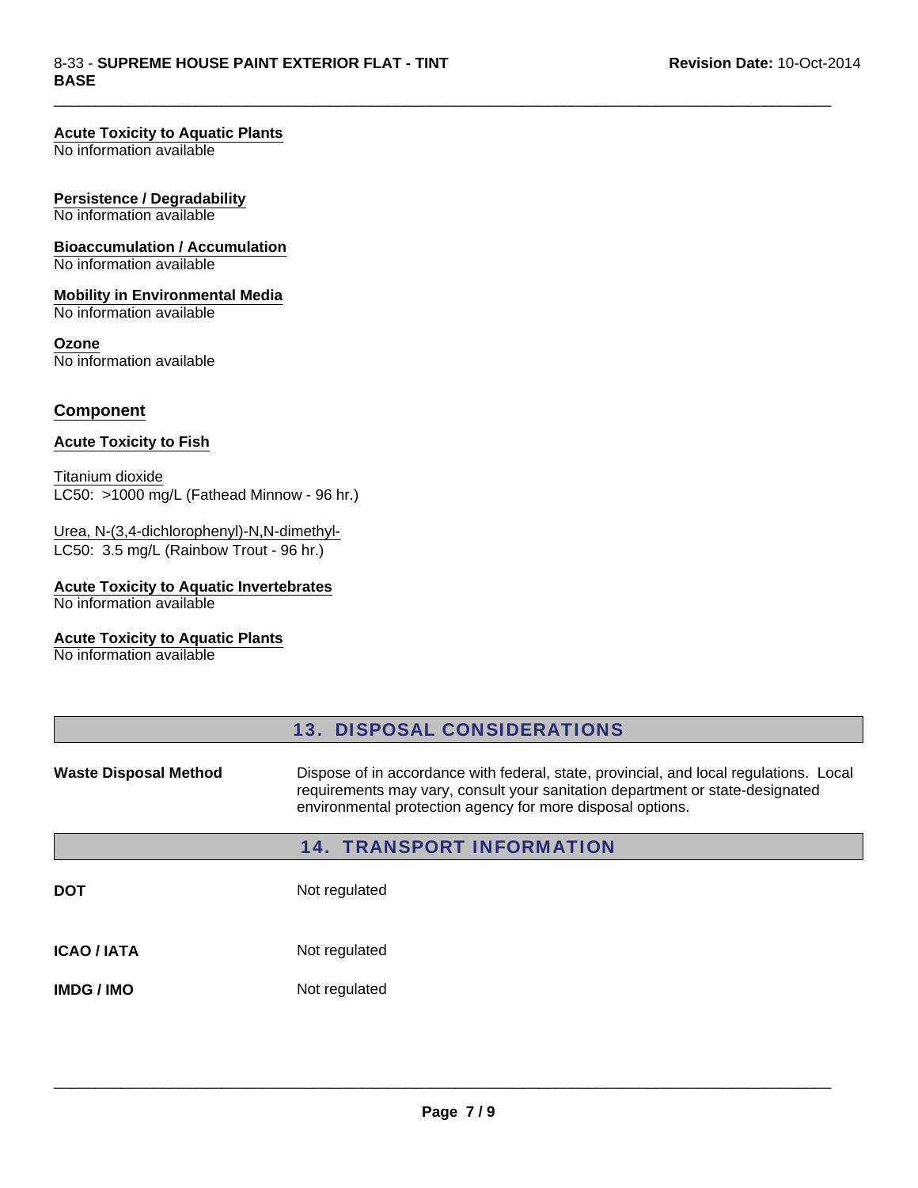**Acute Toxicity to Aquatic Plants**
No information available

**Persistence / Degradability**
No information available

**Bioaccumulation / Accumulation**
No information available

**Mobility in Environmental Media**
No information available

**Ozone**
No information available

## Component

**Acute Toxicity to Fish**

Titanium dioxide
LC50: >1000 mg/L (Fathead Minnow - 96 hr.)

Urea, N-(3,4-dichlorophenyl)-N,N-dimethyl-
LC50: 3.5 mg/L (Rainbow Trout - 96 hr.)

**Acute Toxicity to Aquatic Invertebrates**
No information available

**Acute Toxicity to Aquatic Plants**
No information available

## 13. DISPOSAL CONSIDERATIONS

| | |
|---|---|
| **Waste Disposal Method** | Dispose of in accordance with federal, state, provincial, and local regulations. Local requirements may vary, consult your sanitation department or state-designated environmental protection agency for more disposal options. |

## 14. TRANSPORT INFORMATION

| | |
|---|---|
| **DOT** | Not regulated |
| **ICAO / IATA** | Not regulated |
| **IMDG / IMO** | Not regulated |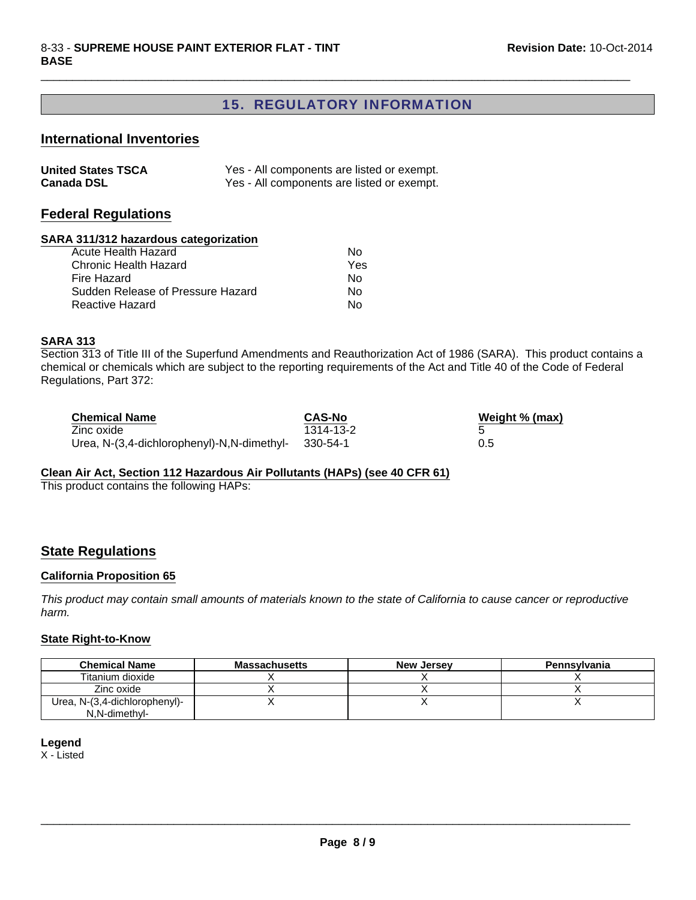## 15. REGULATORY INFORMATION

### International Inventories

| | |
|---|---|
| **United States TSCA** | Yes - All components are listed or exempt. |
| **Canada DSL** | Yes - All components are listed or exempt. |

### Federal Regulations

#### SARA 311/312 hazardous categorization

| | |
|---|---|
| Acute Health Hazard | No |
| Chronic Health Hazard | Yes |
| Fire Hazard | No |
| Sudden Release of Pressure Hazard | No |
| Reactive Hazard | No |

#### SARA 313

Section 313 of Title III of the Superfund Amendments and Reauthorization Act of 1986 (SARA). This product contains a chemical or chemicals which are subject to the reporting requirements of the Act and Title 40 of the Code of Federal Regulations, Part 372:

| Chemical Name | CAS-No | Weight % (max) |
|---|---|---|
| Zinc oxide | 1314-13-2 | 5 |
| Urea, N-(3,4-dichlorophenyl)-N,N-dimethyl- | 330-54-1 | 0.5 |

#### Clean Air Act, Section 112 Hazardous Air Pollutants (HAPs) (see 40 CFR 61)

This product contains the following HAPs:

### State Regulations

#### California Proposition 65

*This product may contain small amounts of materials known to the state of California to cause cancer or reproductive harm.*

#### State Right-to-Know

| Chemical Name | Massachusetts | New Jersey | Pennsylvania |
|---|---|---|---|
| Titanium dioxide | X | X | X |
| Zinc oxide | X | X | X |
| Urea, N-(3,4-dichlorophenyl)-N,N-dimethyl- | X | X | X |

**Legend**

X - Listed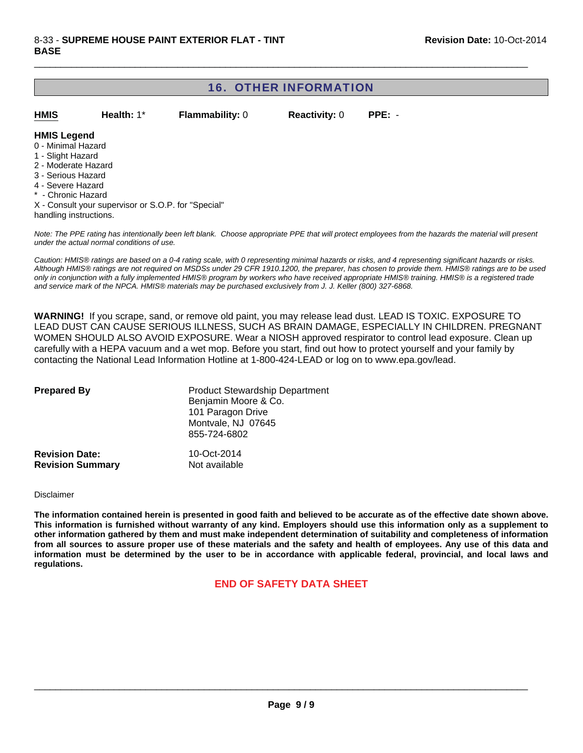## 16. OTHER INFORMATION

| | | | | |
|---|---|---|---|---|
| **HMIS** | **Health:** 1* | **Flammability:** 0 | **Reactivity:** 0 | **PPE:** - |

**HMIS Legend**

0 - Minimal Hazard
1 - Slight Hazard
2 - Moderate Hazard
3 - Serious Hazard
4 - Severe Hazard
* - Chronic Hazard
X - Consult your supervisor or S.O.P. for "Special" handling instructions.

*Note: The PPE rating has intentionally been left blank. Choose appropriate PPE that will protect employees from the hazards the material will present under the actual normal conditions of use.*

*Caution: HMIS® ratings are based on a 0-4 rating scale, with 0 representing minimal hazards or risks, and 4 representing significant hazards or risks. Although HMIS® ratings are not required on MSDSs under 29 CFR 1910.1200, the preparer, has chosen to provide them. HMIS® ratings are to be used only in conjunction with a fully implemented HMIS® program by workers who have received appropriate HMIS® training. HMIS® is a registered trade and service mark of the NPCA. HMIS® materials may be purchased exclusively from J. J. Keller (800) 327-6868.*

**WARNING!** If you scrape, sand, or remove old paint, you may release lead dust. LEAD IS TOXIC. EXPOSURE TO LEAD DUST CAN CAUSE SERIOUS ILLNESS, SUCH AS BRAIN DAMAGE, ESPECIALLY IN CHILDREN. PREGNANT WOMEN SHOULD ALSO AVOID EXPOSURE. Wear a NIOSH approved respirator to control lead exposure. Clean up carefully with a HEPA vacuum and a wet mop. Before you start, find out how to protect yourself and your family by contacting the National Lead Information Hotline at 1-800-424-LEAD or log on to www.epa.gov/lead.

**Prepared By**
Product Stewardship Department
Benjamin Moore & Co.
101 Paragon Drive
Montvale, NJ 07645
855-724-6802

**Revision Date:** 10-Oct-2014
**Revision Summary** Not available

Disclaimer

**The information contained herein is presented in good faith and believed to be accurate as of the effective date shown above. This information is furnished without warranty of any kind. Employers should use this information only as a supplement to other information gathered by them and must make independent determination of suitability and completeness of information from all sources to assure proper use of these materials and the safety and health of employees. Any use of this data and information must be determined by the user to be in accordance with applicable federal, provincial, and local laws and regulations.**

**END OF SAFETY DATA SHEET**